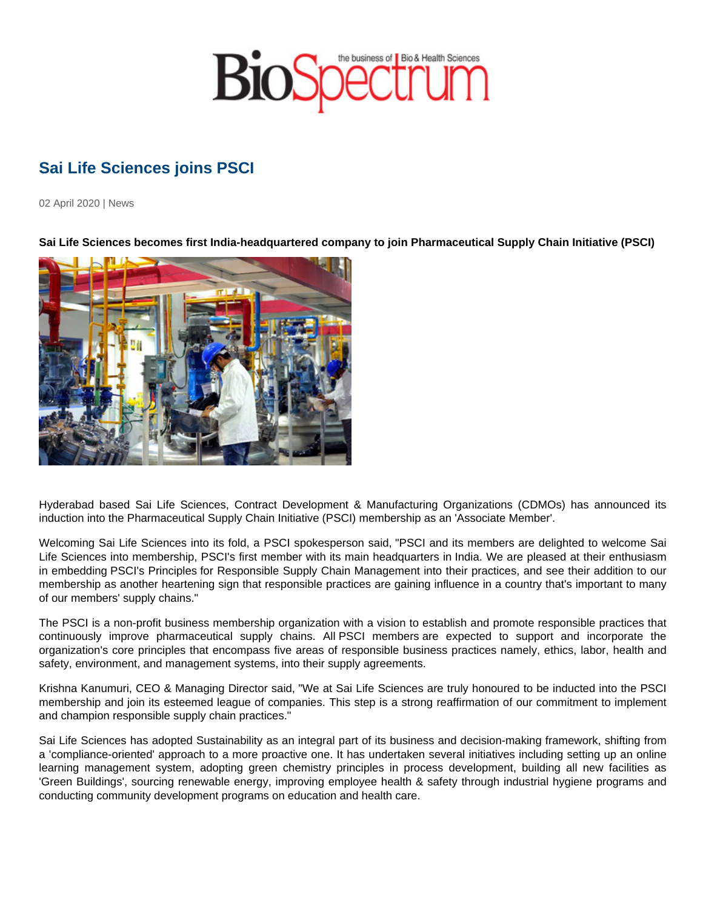# Sai Life Sciences joins PSCI

02 April 2020 | News

**Sai Life Sciences becomes first India-headquartered company to join Pharmaceutical Supply Chain Initiative (PSCI)**

Hyderabad based Sai Life Sciences, Contract Development & Manufacturing Organizations (CDMOs) has announced its induction into the Pharmaceutical Supply Chain Initiative (PSCI) membership as an 'Associate Member'.

Welcoming Sai Life Sciences into its fold, a PSCI spokesperson said, "PSCI and its members are delighted to welcome Sai Life Sciences into membership, PSCI's first member with its main headquarters in India. We are pleased at their enthusiasm in embedding PSCI's Principles for Responsible Supply Chain Management into their practices, and see their addition to our membership as another heartening sign that responsible practices are gaining influence in a country that's important to many of our members' supply chains."

The PSCI is a non-profit business membership organization with a vision to establish and promote responsible practices that continuously improve pharmaceutical supply chains. All PSCI members are expected to support and incorporate the organization's core principles that encompass five areas of responsible business practices namely, ethics, labor, health and safety, environment, and management systems, into their supply agreements.

Krishna Kanumuri, CEO & Managing Director said, "We at Sai Life Sciences are truly honoured to be inducted into the PSCI membership and join its esteemed league of companies. This step is a strong reaffirmation of our commitment to implement and champion responsible supply chain practices."

Sai Life Sciences has adopted Sustainability as an integral part of its business and decision-making framework, shifting from a 'compliance-oriented' approach to a more proactive one. It has undertaken several initiatives including setting up an online learning management system, adopting green chemistry principles in process development, building all new facilities as 'Green Buildings', sourcing renewable energy, improving employee health & safety through industrial hygiene programs and conducting community development programs on education and health care.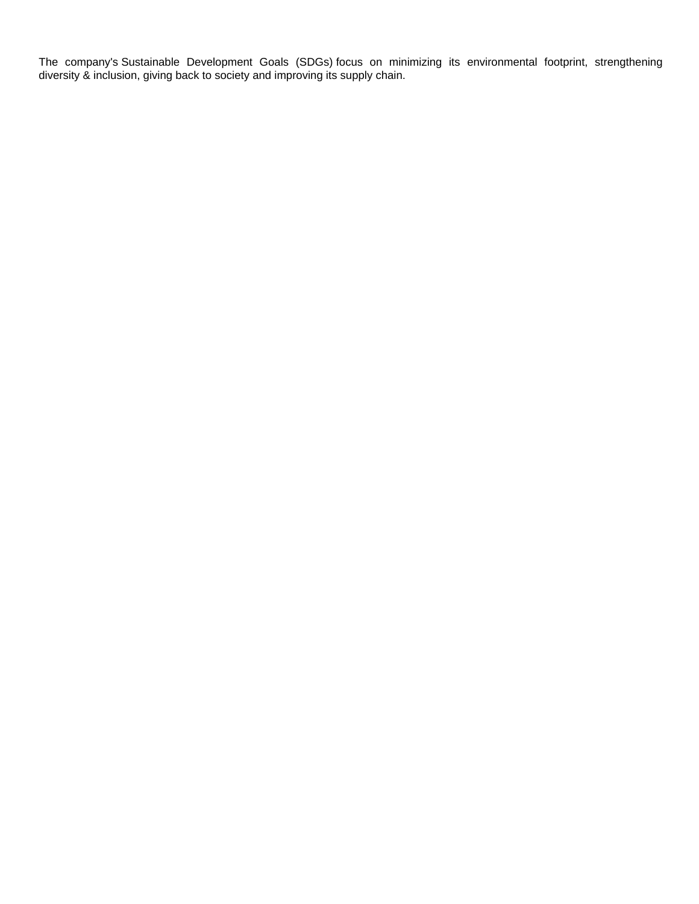The company's Sustainable Development Goals (SDGs) focus on minimizing its environmental footprint, strengthening diversity & inclusion, giving back to society and improving its supply chain.